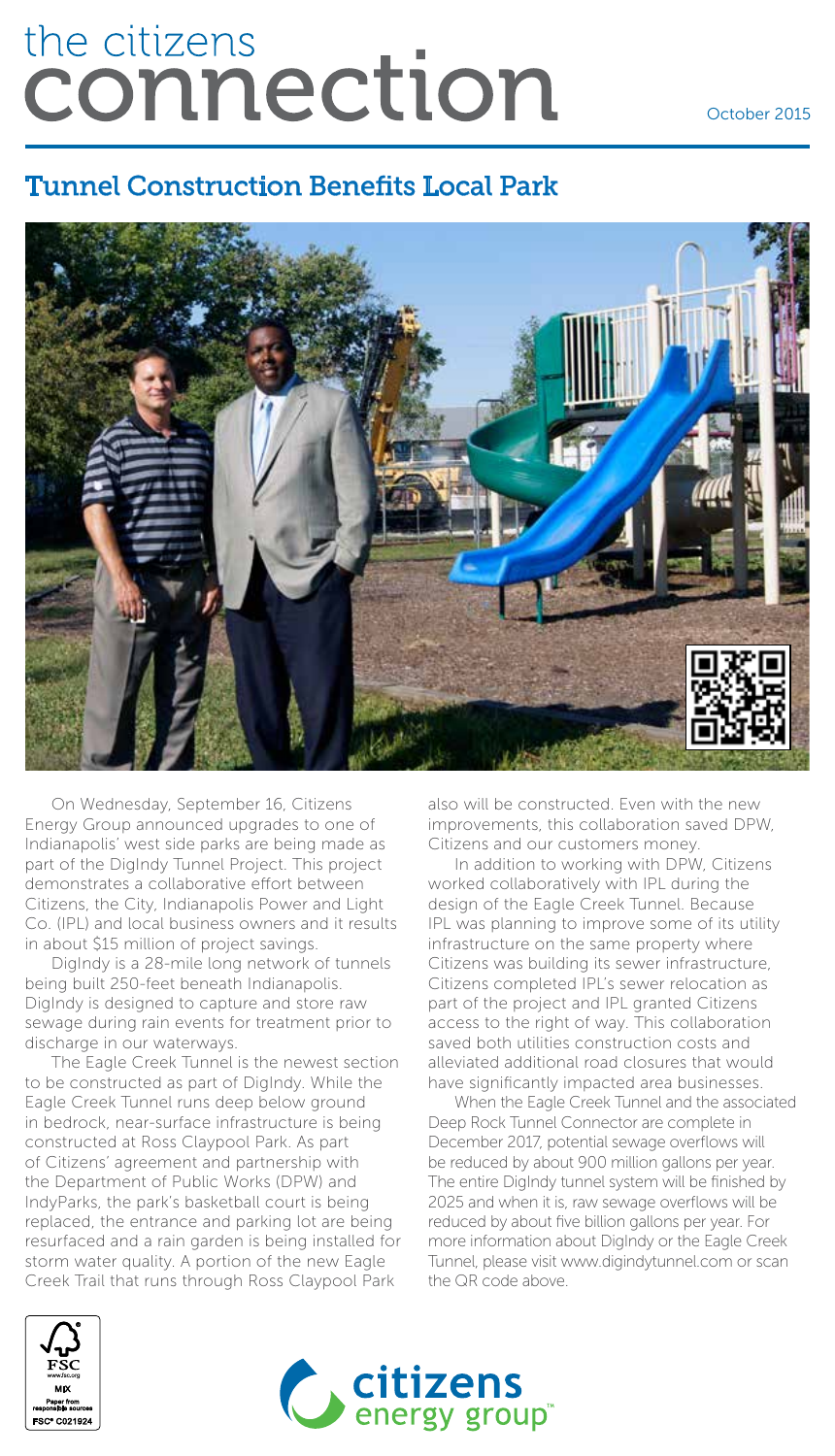# the citizens connection

October 2015

## Tunnel Construction Benefits Local Park

On Wednesday, September 16, Citizens Energy Group announced upgrades to one of Indianapolis' west side parks are being made as part of the DigIndy Tunnel Project. This project demonstrates a collaborative effort between Citizens, the City, Indianapolis Power and Light Co. (IPL) and local business owners and it results in about $15 million of project savings.

DigIndy is a 28-mile long network of tunnels being built 250-feet beneath Indianapolis. DigIndy is designed to capture and store raw sewage during rain events for treatment prior to discharge in our waterways.

The Eagle Creek Tunnel is the newest section to be constructed as part of DigIndy. While the Eagle Creek Tunnel runs deep below ground in bedrock, near-surface infrastructure is being constructed at Ross Claypool Park. As part of Citizens' agreement and partnership with the Department of Public Works (DPW) and IndyParks, the park's basketball court is being replaced, the entrance and parking lot are being resurfaced and a rain garden is being installed for storm water quality. A portion of the new Eagle Creek Trail that runs through Ross Claypool Park also will be constructed. Even with the new improvements, this collaboration saved DPW, Citizens and our customers money.

In addition to working with DPW, Citizens worked collaboratively with IPL during the design of the Eagle Creek Tunnel. Because IPL was planning to improve some of its utility infrastructure on the same property where Citizens was building its sewer infrastructure, Citizens completed IPL's sewer relocation as part of the project and IPL granted Citizens access to the right of way. This collaboration saved both utilities construction costs and alleviated additional road closures that would have significantly impacted area businesses.

When the Eagle Creek Tunnel and the associated Deep Rock Tunnel Connector are complete in December 2017, potential sewage overflows will be reduced by about 900 million gallons per year. The entire DigIndy tunnel system will be finished by 2025 and when it is, raw sewage overflows will be reduced by about five billion gallons per year. For more information about DigIndy or the Eagle Creek Tunnel, please visit www.digindytunnel.com or scan the QR code above.

FSC www.fsc.org MIX Paper from responsible sources FSC® C021924

citizens energy group™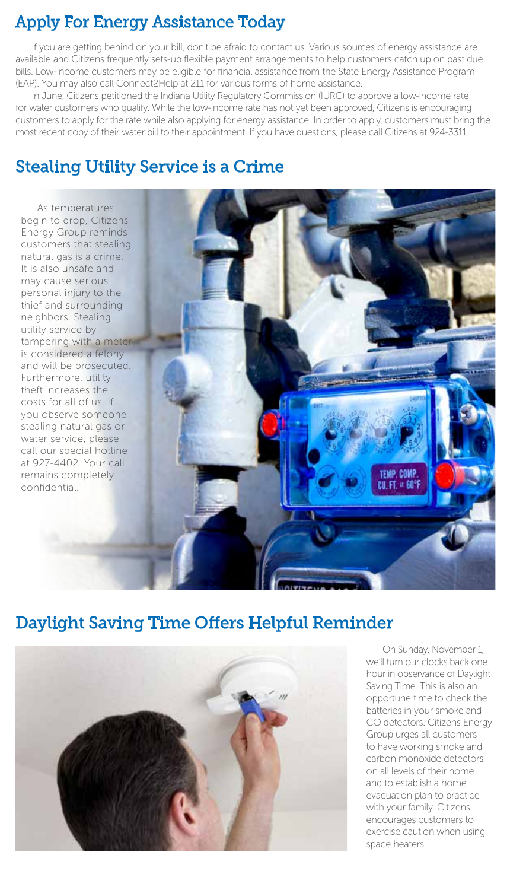## Apply For Energy Assistance Today

If you are getting behind on your bill, don't be afraid to contact us. Various sources of energy assistance are available and Citizens frequently sets-up flexible payment arrangements to help customers catch up on past due bills. Low-income customers may be eligible for financial assistance from the State Energy Assistance Program (EAP). You may also call Connect2Help at 211 for various forms of home assistance.

In June, Citizens petitioned the Indiana Utility Regulatory Commission (IURC) to approve a low-income rate for water customers who qualify. While the low-income rate has not yet been approved, Citizens is encouraging customers to apply for the rate while also applying for energy assistance. In order to apply, customers must bring the most recent copy of their water bill to their appointment. If you have questions, please call Citizens at 924-3311.

## Stealing Utility Service is a Crime

As temperatures begin to drop, Citizens Energy Group reminds customers that stealing natural gas is a crime. It is also unsafe and may cause serious personal injury to the thief and surrounding neighbors. Stealing utility service by tampering with a meter is considered a felony and will be prosecuted. Furthermore, utility theft increases the costs for all of us. If you observe someone stealing natural gas or water service, please call our special hotline at 927-4402. Your call remains completely confidential.

## Daylight Saving Time Offers Helpful Reminder

On Sunday, November 1, we'll turn our clocks back one hour in observance of Daylight Saving Time. This is also an opportune time to check the batteries in your smoke and CO detectors. Citizens Energy Group urges all customers to have working smoke and carbon monoxide detectors on all levels of their home and to establish a home evacuation plan to practice with your family. Citizens encourages customers to exercise caution when using space heaters.